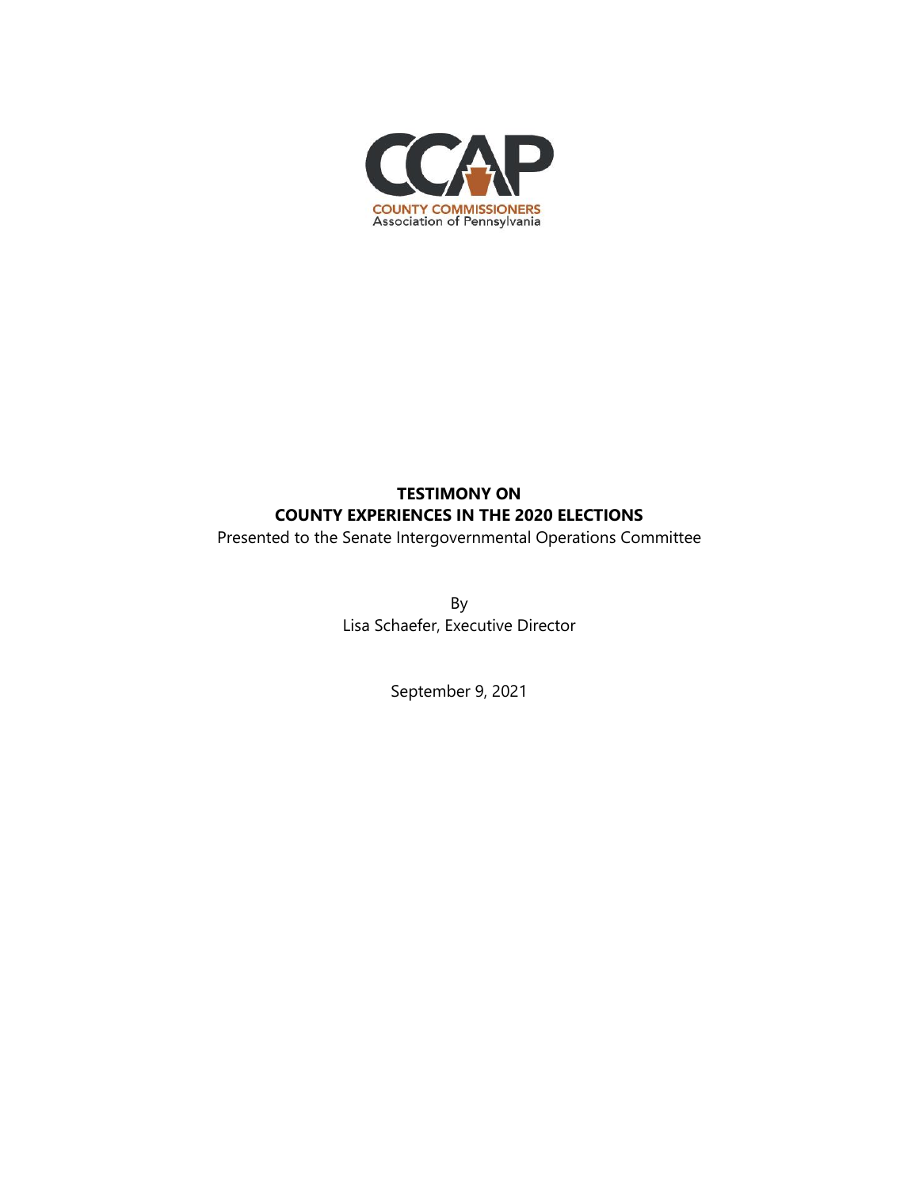CCAP

COUNTY COMMISSIONERS
Association of Pennsylvania

# TESTIMONY ON COUNTY EXPERIENCES IN THE 2020 ELECTIONS

Presented to the Senate Intergovernmental Operations Committee

By
Lisa Schaefer, Executive Director

September 9, 2021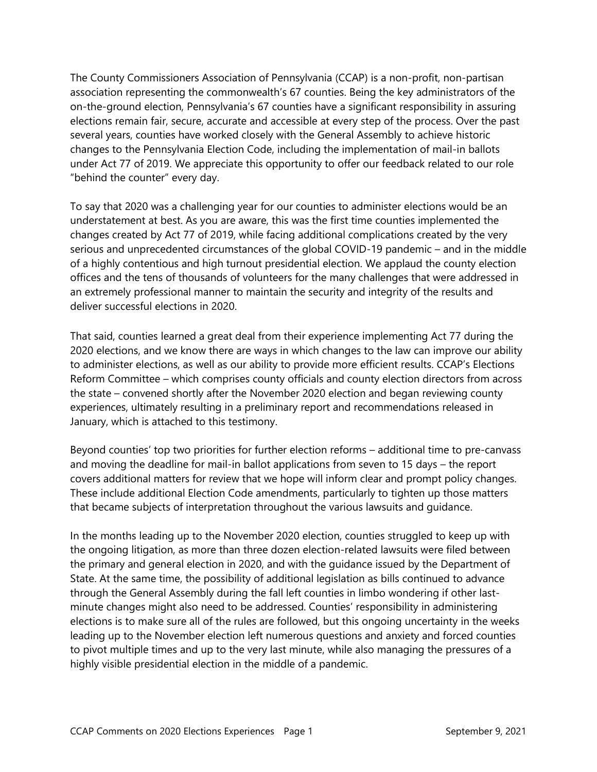The County Commissioners Association of Pennsylvania (CCAP) is a non-profit, non-partisan association representing the commonwealth's 67 counties. Being the key administrators of the on-the-ground election, Pennsylvania's 67 counties have a significant responsibility in assuring elections remain fair, secure, accurate and accessible at every step of the process. Over the past several years, counties have worked closely with the General Assembly to achieve historic changes to the Pennsylvania Election Code, including the implementation of mail-in ballots under Act 77 of 2019. We appreciate this opportunity to offer our feedback related to our role "behind the counter" every day.

To say that 2020 was a challenging year for our counties to administer elections would be an understatement at best. As you are aware, this was the first time counties implemented the changes created by Act 77 of 2019, while facing additional complications created by the very serious and unprecedented circumstances of the global COVID-19 pandemic – and in the middle of a highly contentious and high turnout presidential election. We applaud the county election offices and the tens of thousands of volunteers for the many challenges that were addressed in an extremely professional manner to maintain the security and integrity of the results and deliver successful elections in 2020.

That said, counties learned a great deal from their experience implementing Act 77 during the 2020 elections, and we know there are ways in which changes to the law can improve our ability to administer elections, as well as our ability to provide more efficient results. CCAP's Elections Reform Committee – which comprises county officials and county election directors from across the state – convened shortly after the November 2020 election and began reviewing county experiences, ultimately resulting in a preliminary report and recommendations released in January, which is attached to this testimony.

Beyond counties' top two priorities for further election reforms – additional time to pre-canvass and moving the deadline for mail-in ballot applications from seven to 15 days – the report covers additional matters for review that we hope will inform clear and prompt policy changes. These include additional Election Code amendments, particularly to tighten up those matters that became subjects of interpretation throughout the various lawsuits and guidance.

In the months leading up to the November 2020 election, counties struggled to keep up with the ongoing litigation, as more than three dozen election-related lawsuits were filed between the primary and general election in 2020, and with the guidance issued by the Department of State. At the same time, the possibility of additional legislation as bills continued to advance through the General Assembly during the fall left counties in limbo wondering if other last-minute changes might also need to be addressed. Counties' responsibility in administering elections is to make sure all of the rules are followed, but this ongoing uncertainty in the weeks leading up to the November election left numerous questions and anxiety and forced counties to pivot multiple times and up to the very last minute, while also managing the pressures of a highly visible presidential election in the middle of a pandemic.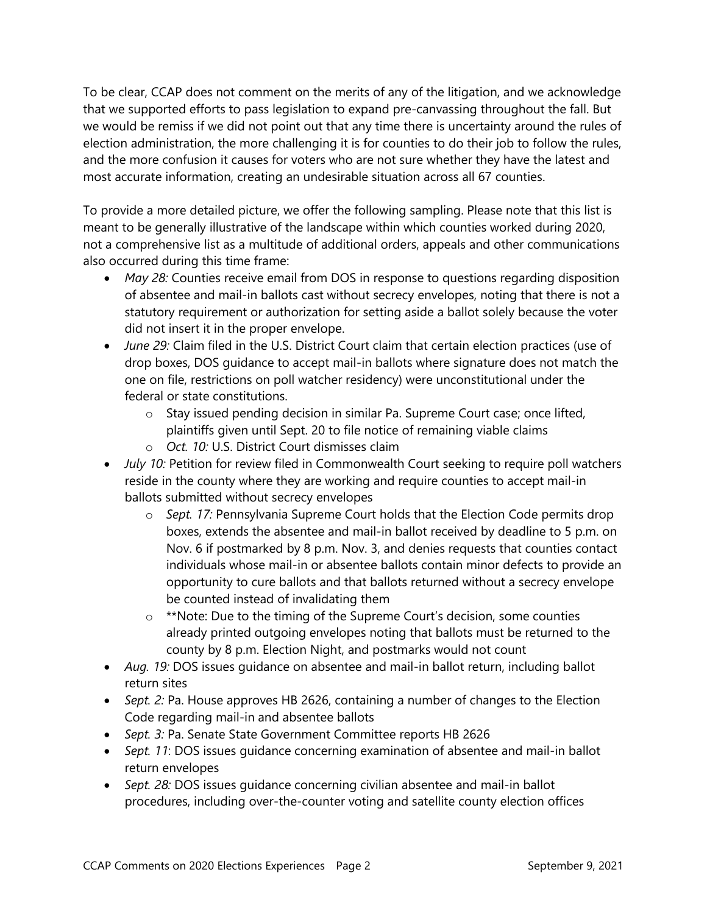To be clear, CCAP does not comment on the merits of any of the litigation, and we acknowledge that we supported efforts to pass legislation to expand pre-canvassing throughout the fall. But we would be remiss if we did not point out that any time there is uncertainty around the rules of election administration, the more challenging it is for counties to do their job to follow the rules, and the more confusion it causes for voters who are not sure whether they have the latest and most accurate information, creating an undesirable situation across all 67 counties.

To provide a more detailed picture, we offer the following sampling. Please note that this list is meant to be generally illustrative of the landscape within which counties worked during 2020, not a comprehensive list as a multitude of additional orders, appeals and other communications also occurred during this time frame:

- *May 28:* Counties receive email from DOS in response to questions regarding disposition of absentee and mail-in ballots cast without secrecy envelopes, noting that there is not a statutory requirement or authorization for setting aside a ballot solely because the voter did not insert it in the proper envelope.
- *June 29:* Claim filed in the U.S. District Court claim that certain election practices (use of drop boxes, DOS guidance to accept mail-in ballots where signature does not match the one on file, restrictions on poll watcher residency) were unconstitutional under the federal or state constitutions.
    - Stay issued pending decision in similar Pa. Supreme Court case; once lifted, plaintiffs given until Sept. 20 to file notice of remaining viable claims
    - *Oct. 10:* U.S. District Court dismisses claim
- *July 10:* Petition for review filed in Commonwealth Court seeking to require poll watchers reside in the county where they are working and require counties to accept mail-in ballots submitted without secrecy envelopes
    - *Sept. 17:* Pennsylvania Supreme Court holds that the Election Code permits drop boxes, extends the absentee and mail-in ballot received by deadline to 5 p.m. on Nov. 6 if postmarked by 8 p.m. Nov. 3, and denies requests that counties contact individuals whose mail-in or absentee ballots contain minor defects to provide an opportunity to cure ballots and that ballots returned without a secrecy envelope be counted instead of invalidating them
    - **Note: Due to the timing of the Supreme Court's decision, some counties already printed outgoing envelopes noting that ballots must be returned to the county by 8 p.m. Election Night, and postmarks would not count
- *Aug. 19:* DOS issues guidance on absentee and mail-in ballot return, including ballot return sites
- *Sept. 2:* Pa. House approves HB 2626, containing a number of changes to the Election Code regarding mail-in and absentee ballots
- *Sept. 3:* Pa. Senate State Government Committee reports HB 2626
- *Sept. 11*: DOS issues guidance concerning examination of absentee and mail-in ballot return envelopes
- *Sept. 28:* DOS issues guidance concerning civilian absentee and mail-in ballot procedures, including over-the-counter voting and satellite county election offices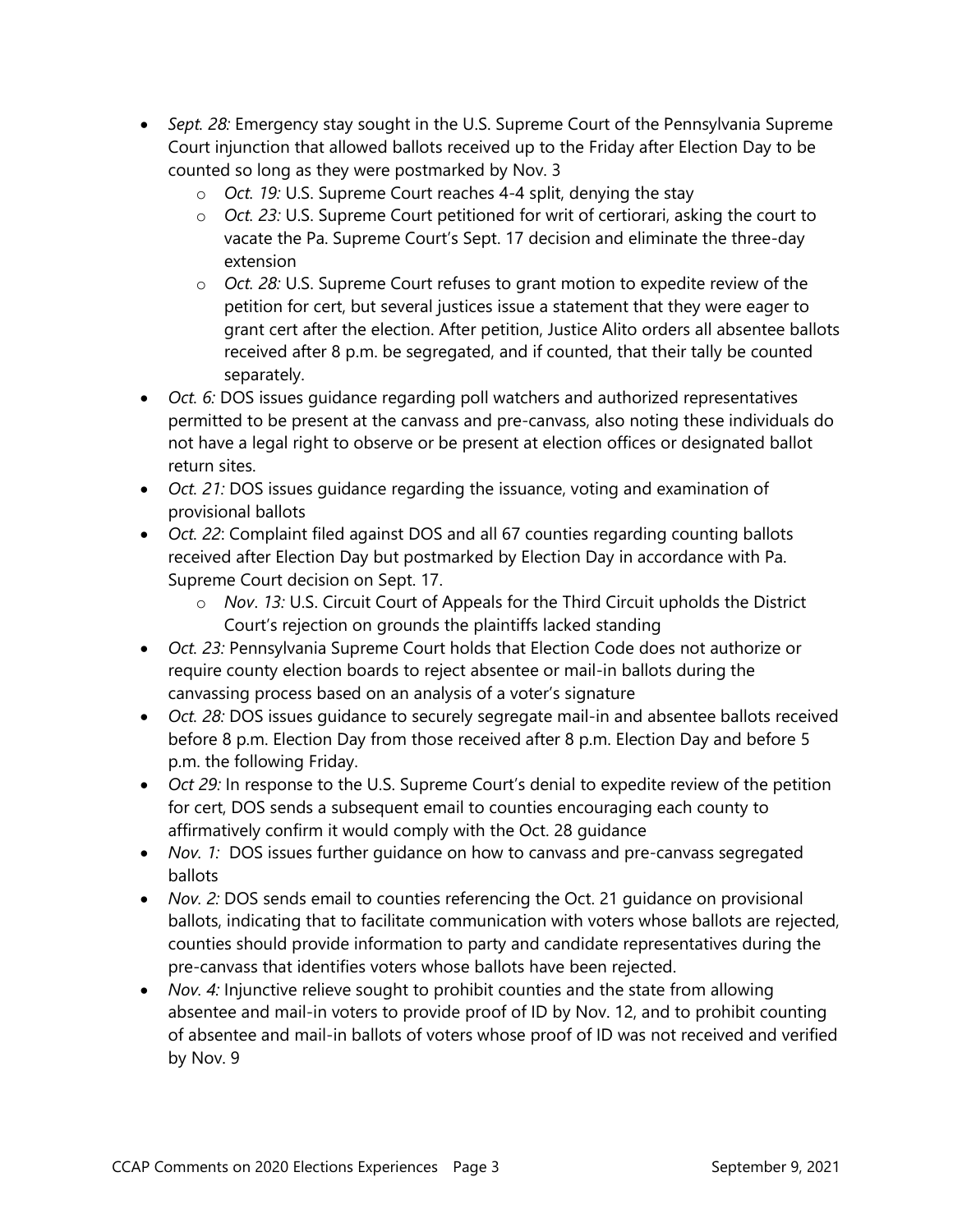- *Sept. 28:* Emergency stay sought in the U.S. Supreme Court of the Pennsylvania Supreme Court injunction that allowed ballots received up to the Friday after Election Day to be counted so long as they were postmarked by Nov. 3
    - *Oct. 19:* U.S. Supreme Court reaches 4-4 split, denying the stay
    - *Oct. 23:* U.S. Supreme Court petitioned for writ of certiorari, asking the court to vacate the Pa. Supreme Court's Sept. 17 decision and eliminate the three-day extension
    - *Oct. 28:* U.S. Supreme Court refuses to grant motion to expedite review of the petition for cert, but several justices issue a statement that they were eager to grant cert after the election. After petition, Justice Alito orders all absentee ballots received after 8 p.m. be segregated, and if counted, that their tally be counted separately.
- *Oct. 6:* DOS issues guidance regarding poll watchers and authorized representatives permitted to be present at the canvass and pre-canvass, also noting these individuals do not have a legal right to observe or be present at election offices or designated ballot return sites.
- *Oct. 21:* DOS issues guidance regarding the issuance, voting and examination of provisional ballots
- *Oct. 22*: Complaint filed against DOS and all 67 counties regarding counting ballots received after Election Day but postmarked by Election Day in accordance with Pa. Supreme Court decision on Sept. 17.
    - *Nov. 13:* U.S. Circuit Court of Appeals for the Third Circuit upholds the District Court's rejection on grounds the plaintiffs lacked standing
- *Oct. 23:* Pennsylvania Supreme Court holds that Election Code does not authorize or require county election boards to reject absentee or mail-in ballots during the canvassing process based on an analysis of a voter's signature
- *Oct. 28:* DOS issues guidance to securely segregate mail-in and absentee ballots received before 8 p.m. Election Day from those received after 8 p.m. Election Day and before 5 p.m. the following Friday.
- *Oct 29:* In response to the U.S. Supreme Court's denial to expedite review of the petition for cert, DOS sends a subsequent email to counties encouraging each county to affirmatively confirm it would comply with the Oct. 28 guidance
- *Nov. 1:* DOS issues further guidance on how to canvass and pre-canvass segregated ballots
- *Nov. 2:* DOS sends email to counties referencing the Oct. 21 guidance on provisional ballots, indicating that to facilitate communication with voters whose ballots are rejected, counties should provide information to party and candidate representatives during the pre-canvass that identifies voters whose ballots have been rejected.
- *Nov. 4:* Injunctive relieve sought to prohibit counties and the state from allowing absentee and mail-in voters to provide proof of ID by Nov. 12, and to prohibit counting of absentee and mail-in ballots of voters whose proof of ID was not received and verified by Nov. 9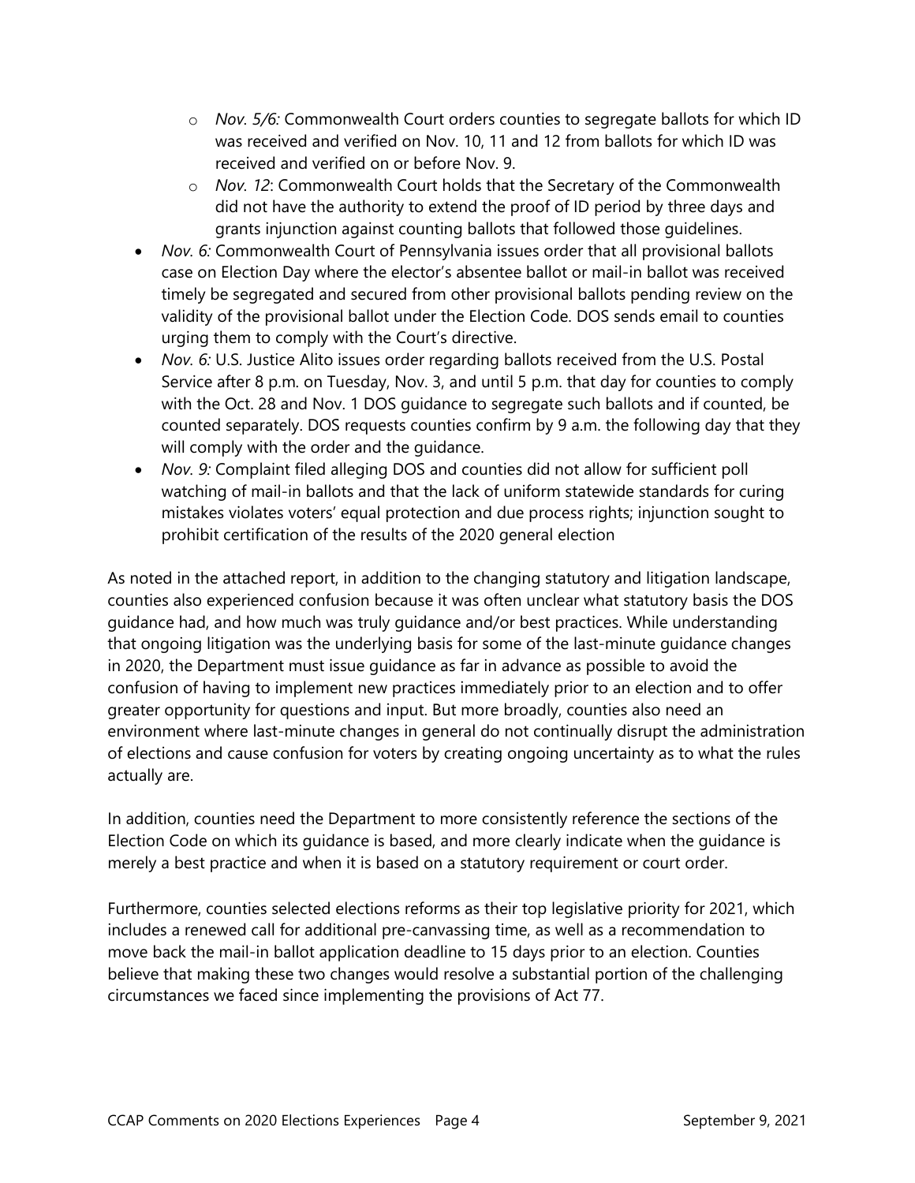- *Nov. 5/6:* Commonwealth Court orders counties to segregate ballots for which ID was received and verified on Nov. 10, 11 and 12 from ballots for which ID was received and verified on or before Nov. 9.
  - *Nov. 12*: Commonwealth Court holds that the Secretary of the Commonwealth did not have the authority to extend the proof of ID period by three days and grants injunction against counting ballots that followed those guidelines.
- *Nov. 6:* Commonwealth Court of Pennsylvania issues order that all provisional ballots case on Election Day where the elector's absentee ballot or mail-in ballot was received timely be segregated and secured from other provisional ballots pending review on the validity of the provisional ballot under the Election Code. DOS sends email to counties urging them to comply with the Court's directive.
- *Nov. 6:* U.S. Justice Alito issues order regarding ballots received from the U.S. Postal Service after 8 p.m. on Tuesday, Nov. 3, and until 5 p.m. that day for counties to comply with the Oct. 28 and Nov. 1 DOS guidance to segregate such ballots and if counted, be counted separately. DOS requests counties confirm by 9 a.m. the following day that they will comply with the order and the guidance.
- *Nov. 9:* Complaint filed alleging DOS and counties did not allow for sufficient poll watching of mail-in ballots and that the lack of uniform statewide standards for curing mistakes violates voters' equal protection and due process rights; injunction sought to prohibit certification of the results of the 2020 general election

As noted in the attached report, in addition to the changing statutory and litigation landscape, counties also experienced confusion because it was often unclear what statutory basis the DOS guidance had, and how much was truly guidance and/or best practices. While understanding that ongoing litigation was the underlying basis for some of the last-minute guidance changes in 2020, the Department must issue guidance as far in advance as possible to avoid the confusion of having to implement new practices immediately prior to an election and to offer greater opportunity for questions and input. But more broadly, counties also need an environment where last-minute changes in general do not continually disrupt the administration of elections and cause confusion for voters by creating ongoing uncertainty as to what the rules actually are.

In addition, counties need the Department to more consistently reference the sections of the Election Code on which its guidance is based, and more clearly indicate when the guidance is merely a best practice and when it is based on a statutory requirement or court order.

Furthermore, counties selected elections reforms as their top legislative priority for 2021, which includes a renewed call for additional pre-canvassing time, as well as a recommendation to move back the mail-in ballot application deadline to 15 days prior to an election. Counties believe that making these two changes would resolve a substantial portion of the challenging circumstances we faced since implementing the provisions of Act 77.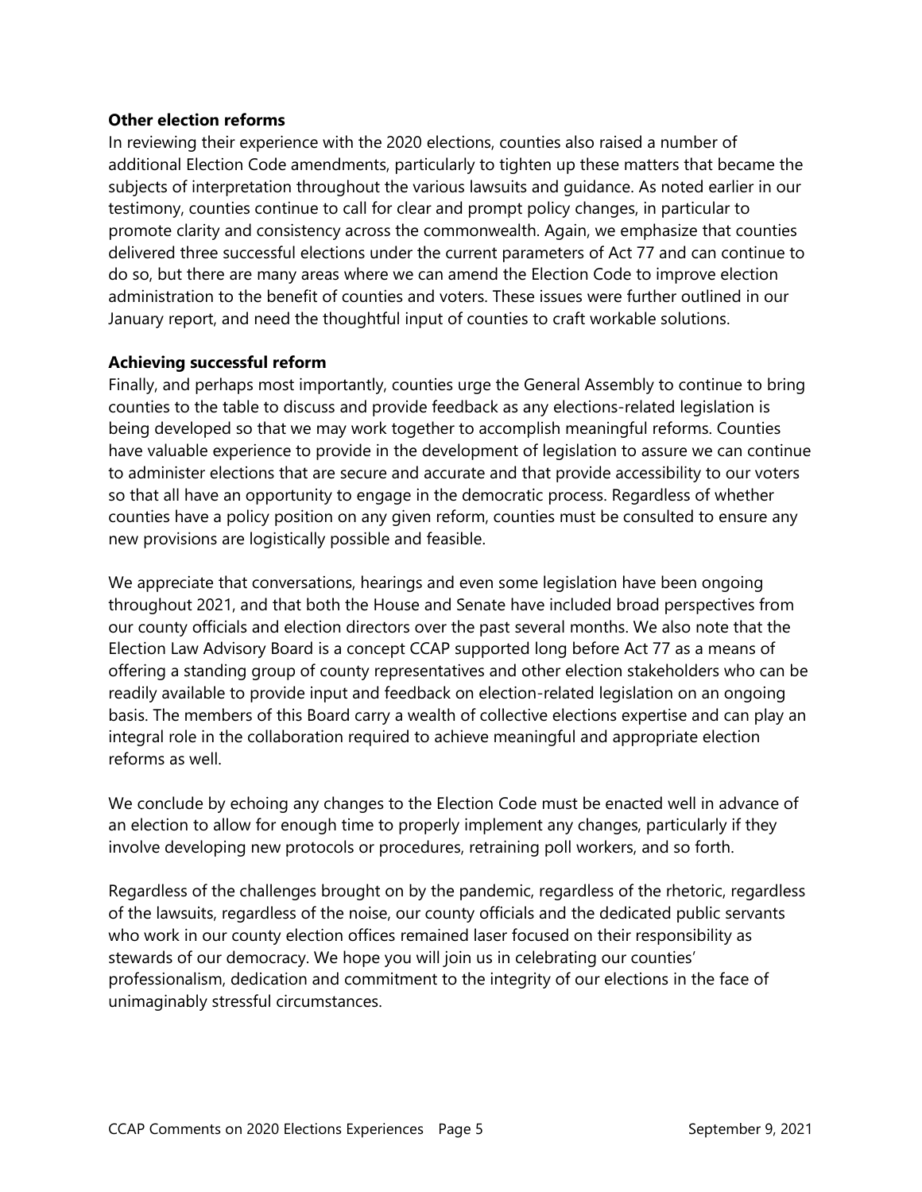**Other election reforms**

In reviewing their experience with the 2020 elections, counties also raised a number of additional Election Code amendments, particularly to tighten up these matters that became the subjects of interpretation throughout the various lawsuits and guidance. As noted earlier in our testimony, counties continue to call for clear and prompt policy changes, in particular to promote clarity and consistency across the commonwealth. Again, we emphasize that counties delivered three successful elections under the current parameters of Act 77 and can continue to do so, but there are many areas where we can amend the Election Code to improve election administration to the benefit of counties and voters. These issues were further outlined in our January report, and need the thoughtful input of counties to craft workable solutions.

**Achieving successful reform**

Finally, and perhaps most importantly, counties urge the General Assembly to continue to bring counties to the table to discuss and provide feedback as any elections-related legislation is being developed so that we may work together to accomplish meaningful reforms. Counties have valuable experience to provide in the development of legislation to assure we can continue to administer elections that are secure and accurate and that provide accessibility to our voters so that all have an opportunity to engage in the democratic process. Regardless of whether counties have a policy position on any given reform, counties must be consulted to ensure any new provisions are logistically possible and feasible.

We appreciate that conversations, hearings and even some legislation have been ongoing throughout 2021, and that both the House and Senate have included broad perspectives from our county officials and election directors over the past several months. We also note that the Election Law Advisory Board is a concept CCAP supported long before Act 77 as a means of offering a standing group of county representatives and other election stakeholders who can be readily available to provide input and feedback on election-related legislation on an ongoing basis. The members of this Board carry a wealth of collective elections expertise and can play an integral role in the collaboration required to achieve meaningful and appropriate election reforms as well.

We conclude by echoing any changes to the Election Code must be enacted well in advance of an election to allow for enough time to properly implement any changes, particularly if they involve developing new protocols or procedures, retraining poll workers, and so forth.

Regardless of the challenges brought on by the pandemic, regardless of the rhetoric, regardless of the lawsuits, regardless of the noise, our county officials and the dedicated public servants who work in our county election offices remained laser focused on their responsibility as stewards of our democracy. We hope you will join us in celebrating our counties' professionalism, dedication and commitment to the integrity of our elections in the face of unimaginably stressful circumstances.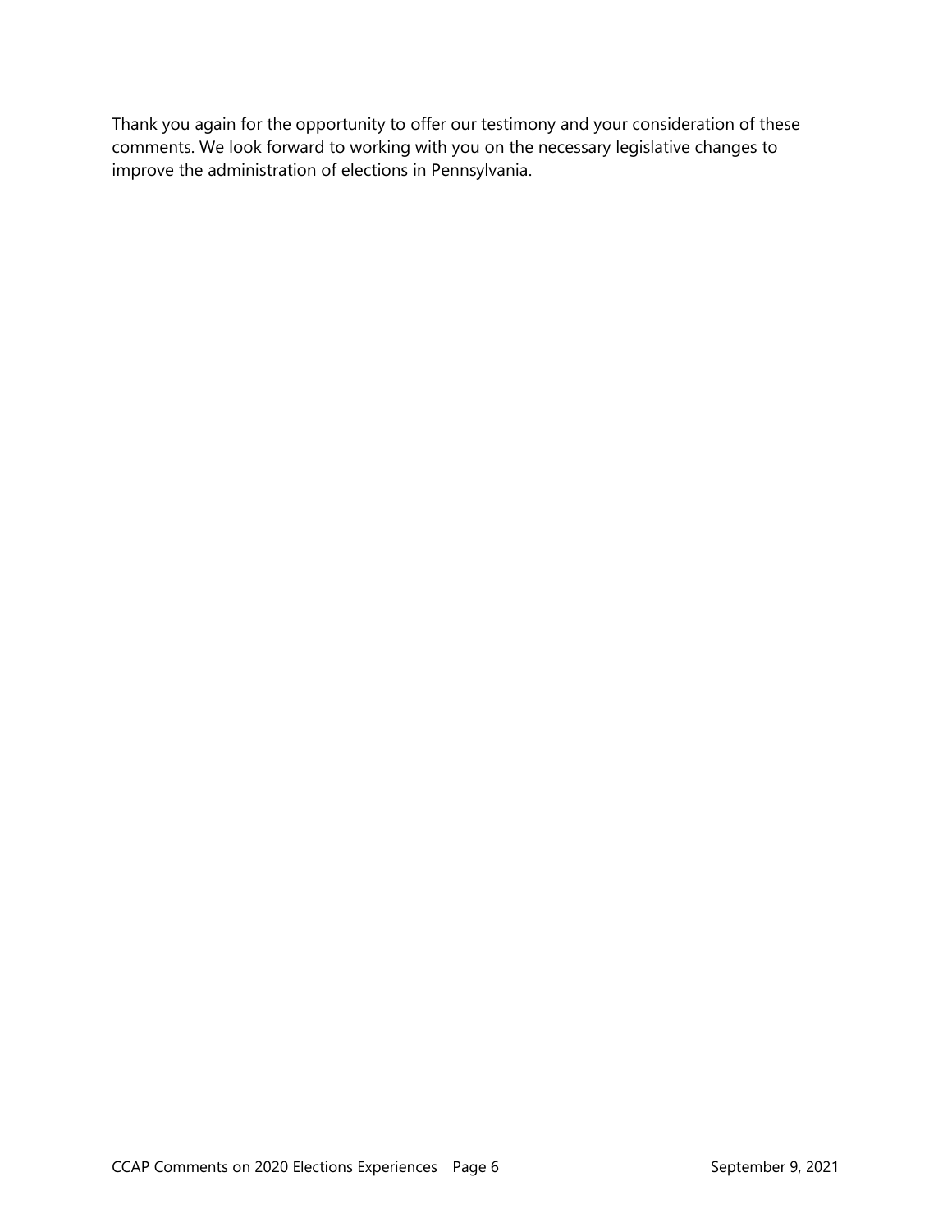Thank you again for the opportunity to offer our testimony and your consideration of these comments. We look forward to working with you on the necessary legislative changes to improve the administration of elections in Pennsylvania.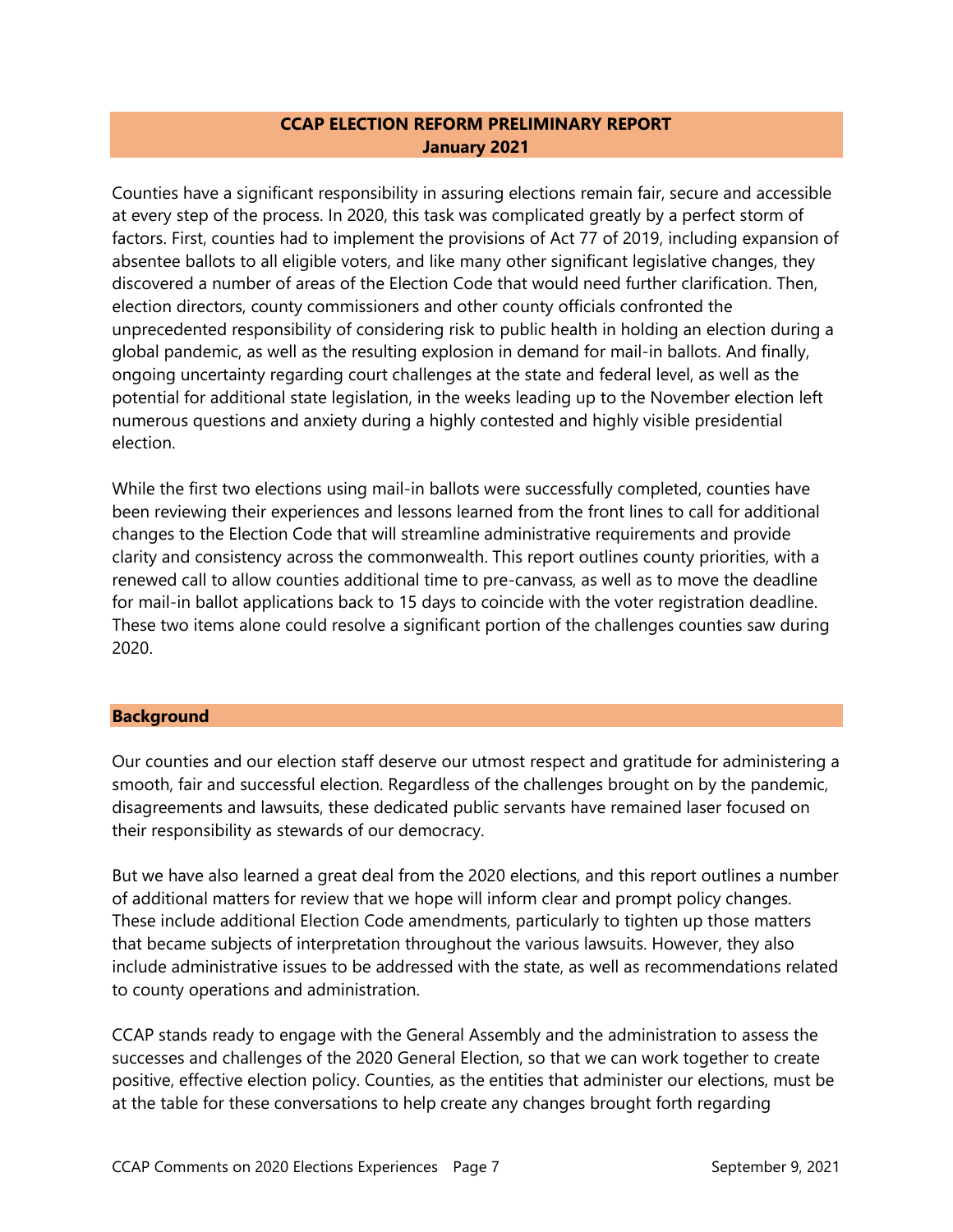## CCAP ELECTION REFORM PRELIMINARY REPORT
**January 2021**

Counties have a significant responsibility in assuring elections remain fair, secure and accessible at every step of the process. In 2020, this task was complicated greatly by a perfect storm of factors. First, counties had to implement the provisions of Act 77 of 2019, including expansion of absentee ballots to all eligible voters, and like many other significant legislative changes, they discovered a number of areas of the Election Code that would need further clarification. Then, election directors, county commissioners and other county officials confronted the unprecedented responsibility of considering risk to public health in holding an election during a global pandemic, as well as the resulting explosion in demand for mail-in ballots. And finally, ongoing uncertainty regarding court challenges at the state and federal level, as well as the potential for additional state legislation, in the weeks leading up to the November election left numerous questions and anxiety during a highly contested and highly visible presidential election.

While the first two elections using mail-in ballots were successfully completed, counties have been reviewing their experiences and lessons learned from the front lines to call for additional changes to the Election Code that will streamline administrative requirements and provide clarity and consistency across the commonwealth. This report outlines county priorities, with a renewed call to allow counties additional time to pre-canvass, as well as to move the deadline for mail-in ballot applications back to 15 days to coincide with the voter registration deadline. These two items alone could resolve a significant portion of the challenges counties saw during 2020.

### Background

Our counties and our election staff deserve our utmost respect and gratitude for administering a smooth, fair and successful election. Regardless of the challenges brought on by the pandemic, disagreements and lawsuits, these dedicated public servants have remained laser focused on their responsibility as stewards of our democracy.

But we have also learned a great deal from the 2020 elections, and this report outlines a number of additional matters for review that we hope will inform clear and prompt policy changes. These include additional Election Code amendments, particularly to tighten up those matters that became subjects of interpretation throughout the various lawsuits. However, they also include administrative issues to be addressed with the state, as well as recommendations related to county operations and administration.

CCAP stands ready to engage with the General Assembly and the administration to assess the successes and challenges of the 2020 General Election, so that we can work together to create positive, effective election policy. Counties, as the entities that administer our elections, must be at the table for these conversations to help create any changes brought forth regarding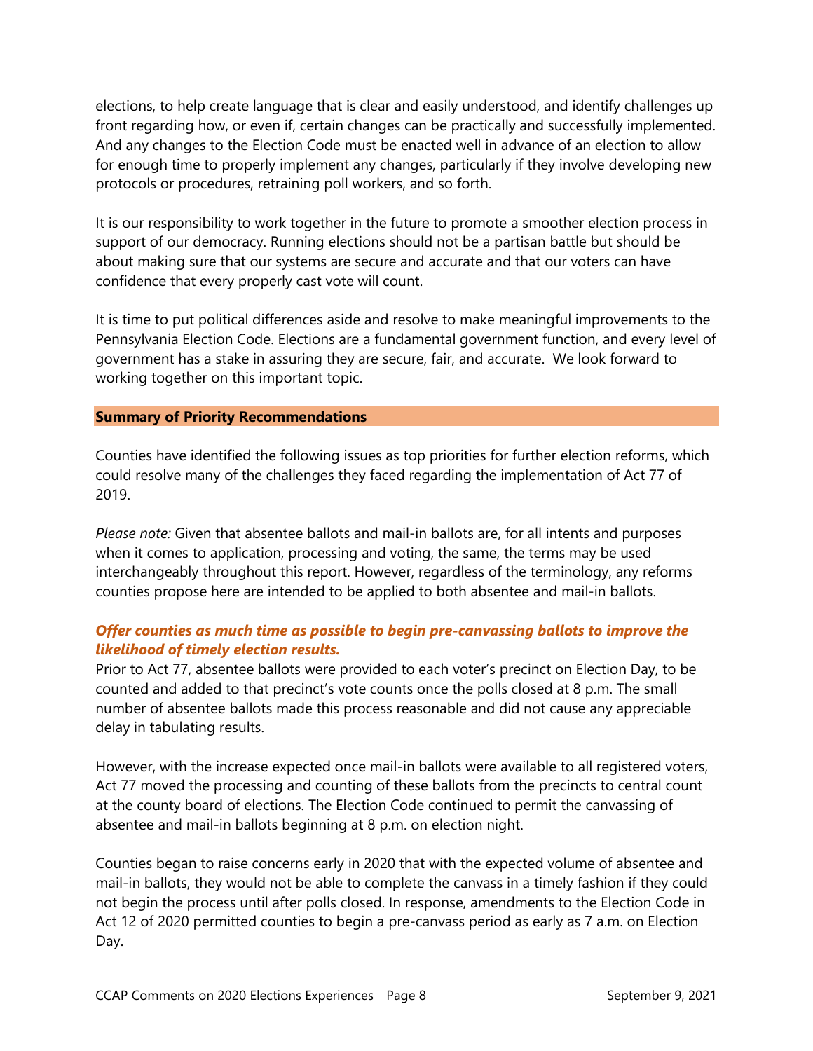elections, to help create language that is clear and easily understood, and identify challenges up front regarding how, or even if, certain changes can be practically and successfully implemented. And any changes to the Election Code must be enacted well in advance of an election to allow for enough time to properly implement any changes, particularly if they involve developing new protocols or procedures, retraining poll workers, and so forth.

It is our responsibility to work together in the future to promote a smoother election process in support of our democracy. Running elections should not be a partisan battle but should be about making sure that our systems are secure and accurate and that our voters can have confidence that every properly cast vote will count.

It is time to put political differences aside and resolve to make meaningful improvements to the Pennsylvania Election Code. Elections are a fundamental government function, and every level of government has a stake in assuring they are secure, fair, and accurate. We look forward to working together on this important topic.

## Summary of Priority Recommendations

Counties have identified the following issues as top priorities for further election reforms, which could resolve many of the challenges they faced regarding the implementation of Act 77 of 2019.

*Please note:* Given that absentee ballots and mail-in ballots are, for all intents and purposes when it comes to application, processing and voting, the same, the terms may be used interchangeably throughout this report. However, regardless of the terminology, any reforms counties propose here are intended to be applied to both absentee and mail-in ballots.

### *Offer counties as much time as possible to begin pre-canvassing ballots to improve the likelihood of timely election results.*

Prior to Act 77, absentee ballots were provided to each voter's precinct on Election Day, to be counted and added to that precinct's vote counts once the polls closed at 8 p.m. The small number of absentee ballots made this process reasonable and did not cause any appreciable delay in tabulating results.

However, with the increase expected once mail-in ballots were available to all registered voters, Act 77 moved the processing and counting of these ballots from the precincts to central count at the county board of elections. The Election Code continued to permit the canvassing of absentee and mail-in ballots beginning at 8 p.m. on election night.

Counties began to raise concerns early in 2020 that with the expected volume of absentee and mail-in ballots, they would not be able to complete the canvass in a timely fashion if they could not begin the process until after polls closed. In response, amendments to the Election Code in Act 12 of 2020 permitted counties to begin a pre-canvass period as early as 7 a.m. on Election Day.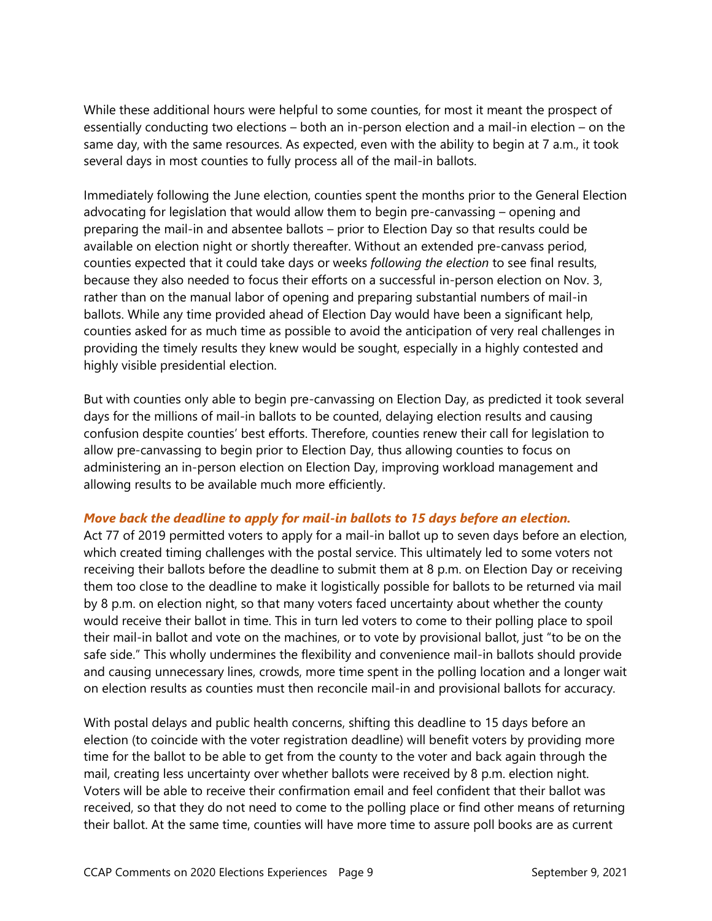While these additional hours were helpful to some counties, for most it meant the prospect of essentially conducting two elections – both an in-person election and a mail-in election – on the same day, with the same resources. As expected, even with the ability to begin at 7 a.m., it took several days in most counties to fully process all of the mail-in ballots.

Immediately following the June election, counties spent the months prior to the General Election advocating for legislation that would allow them to begin pre-canvassing – opening and preparing the mail-in and absentee ballots – prior to Election Day so that results could be available on election night or shortly thereafter. Without an extended pre-canvass period, counties expected that it could take days or weeks *following the election* to see final results, because they also needed to focus their efforts on a successful in-person election on Nov. 3, rather than on the manual labor of opening and preparing substantial numbers of mail-in ballots. While any time provided ahead of Election Day would have been a significant help, counties asked for as much time as possible to avoid the anticipation of very real challenges in providing the timely results they knew would be sought, especially in a highly contested and highly visible presidential election.

But with counties only able to begin pre-canvassing on Election Day, as predicted it took several days for the millions of mail-in ballots to be counted, delaying election results and causing confusion despite counties' best efforts. Therefore, counties renew their call for legislation to allow pre-canvassing to begin prior to Election Day, thus allowing counties to focus on administering an in-person election on Election Day, improving workload management and allowing results to be available much more efficiently.

***Move back the deadline to apply for mail-in ballots to 15 days before an election.***

Act 77 of 2019 permitted voters to apply for a mail-in ballot up to seven days before an election, which created timing challenges with the postal service. This ultimately led to some voters not receiving their ballots before the deadline to submit them at 8 p.m. on Election Day or receiving them too close to the deadline to make it logistically possible for ballots to be returned via mail by 8 p.m. on election night, so that many voters faced uncertainty about whether the county would receive their ballot in time. This in turn led voters to come to their polling place to spoil their mail-in ballot and vote on the machines, or to vote by provisional ballot, just "to be on the safe side." This wholly undermines the flexibility and convenience mail-in ballots should provide and causing unnecessary lines, crowds, more time spent in the polling location and a longer wait on election results as counties must then reconcile mail-in and provisional ballots for accuracy.

With postal delays and public health concerns, shifting this deadline to 15 days before an election (to coincide with the voter registration deadline) will benefit voters by providing more time for the ballot to be able to get from the county to the voter and back again through the mail, creating less uncertainty over whether ballots were received by 8 p.m. election night. Voters will be able to receive their confirmation email and feel confident that their ballot was received, so that they do not need to come to the polling place or find other means of returning their ballot. At the same time, counties will have more time to assure poll books are as current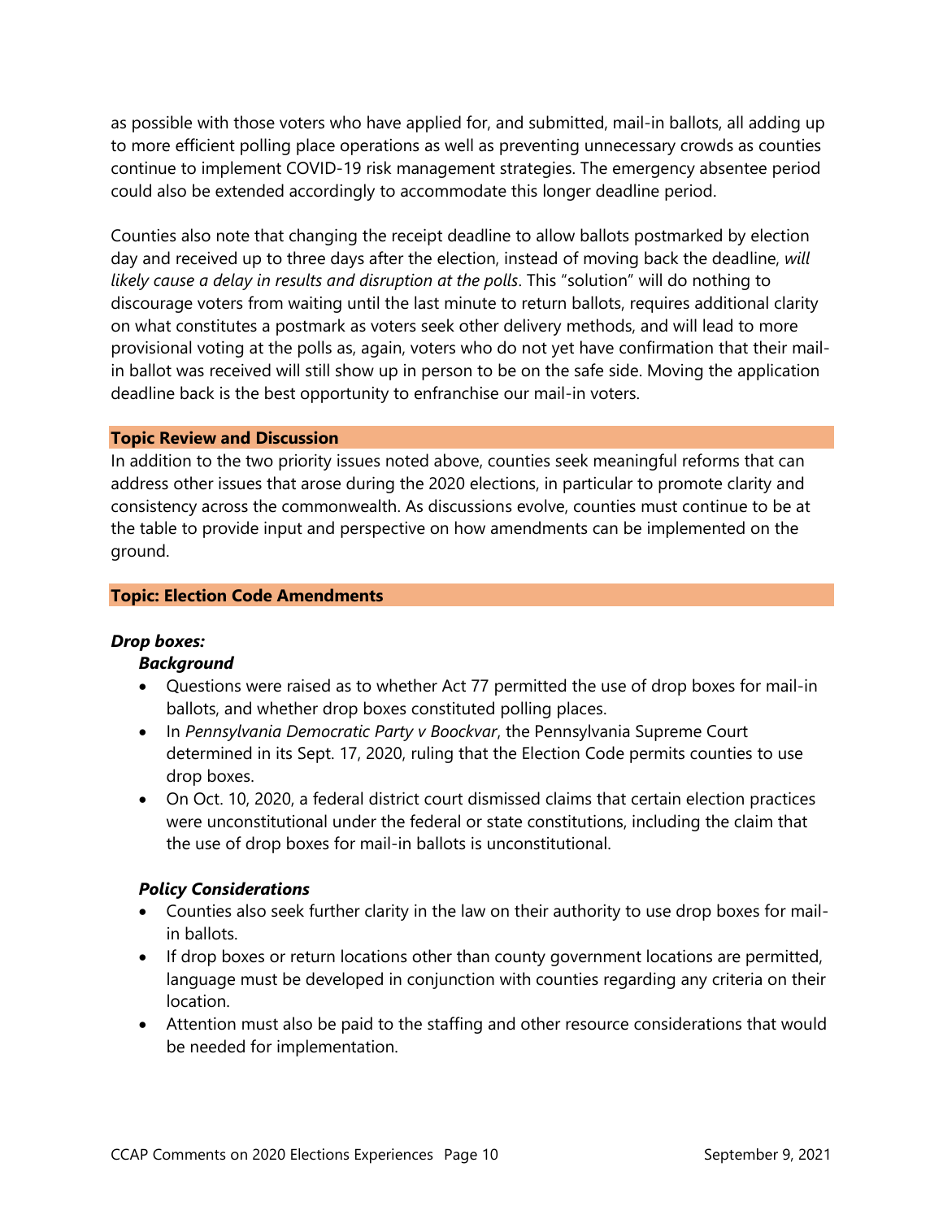as possible with those voters who have applied for, and submitted, mail-in ballots, all adding up to more efficient polling place operations as well as preventing unnecessary crowds as counties continue to implement COVID-19 risk management strategies. The emergency absentee period could also be extended accordingly to accommodate this longer deadline period.

Counties also note that changing the receipt deadline to allow ballots postmarked by election day and received up to three days after the election, instead of moving back the deadline, *will likely cause a delay in results and disruption at the polls*. This "solution" will do nothing to discourage voters from waiting until the last minute to return ballots, requires additional clarity on what constitutes a postmark as voters seek other delivery methods, and will lead to more provisional voting at the polls as, again, voters who do not yet have confirmation that their mail-in ballot was received will still show up in person to be on the safe side. Moving the application deadline back is the best opportunity to enfranchise our mail-in voters.

**Topic Review and Discussion**

In addition to the two priority issues noted above, counties seek meaningful reforms that can address other issues that arose during the 2020 elections, in particular to promote clarity and consistency across the commonwealth. As discussions evolve, counties must continue to be at the table to provide input and perspective on how amendments can be implemented on the ground.

**Topic: Election Code Amendments**

***Drop boxes:***

***Background***

- Questions were raised as to whether Act 77 permitted the use of drop boxes for mail-in ballots, and whether drop boxes constituted polling places.
- In *Pennsylvania Democratic Party v Boockvar*, the Pennsylvania Supreme Court determined in its Sept. 17, 2020, ruling that the Election Code permits counties to use drop boxes.
- On Oct. 10, 2020, a federal district court dismissed claims that certain election practices were unconstitutional under the federal or state constitutions, including the claim that the use of drop boxes for mail-in ballots is unconstitutional.

***Policy Considerations***

- Counties also seek further clarity in the law on their authority to use drop boxes for mail-in ballots.
- If drop boxes or return locations other than county government locations are permitted, language must be developed in conjunction with counties regarding any criteria on their location.
- Attention must also be paid to the staffing and other resource considerations that would be needed for implementation.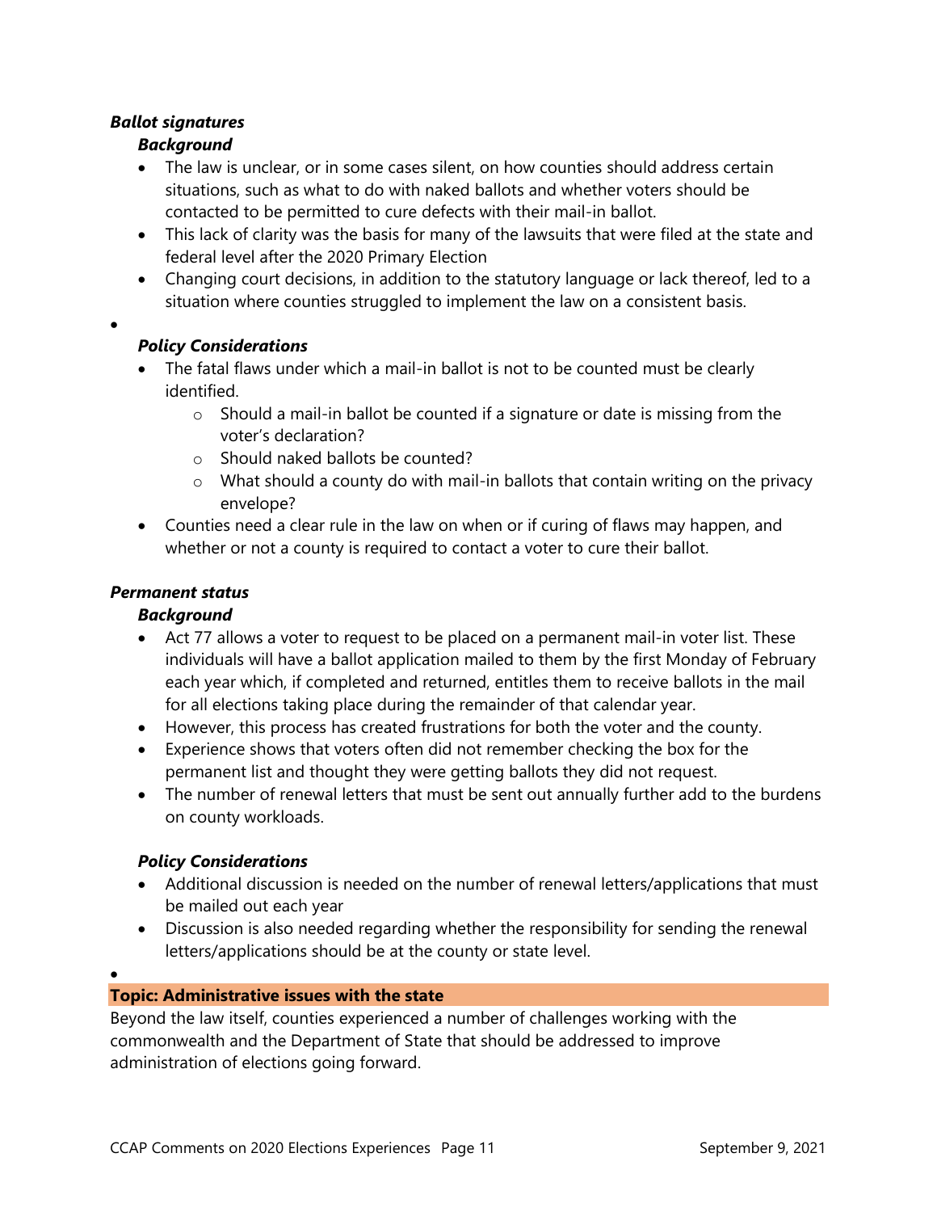***Ballot signatures***

***Background***

- The law is unclear, or in some cases silent, on how counties should address certain situations, such as what to do with naked ballots and whether voters should be contacted to be permitted to cure defects with their mail-in ballot.
- This lack of clarity was the basis for many of the lawsuits that were filed at the state and federal level after the 2020 Primary Election
- Changing court decisions, in addition to the statutory language or lack thereof, led to a situation where counties struggled to implement the law on a consistent basis.

***Policy Considerations***

- The fatal flaws under which a mail-in ballot is not to be counted must be clearly identified.
  - Should a mail-in ballot be counted if a signature or date is missing from the voter's declaration?
  - Should naked ballots be counted?
  - What should a county do with mail-in ballots that contain writing on the privacy envelope?
- Counties need a clear rule in the law on when or if curing of flaws may happen, and whether or not a county is required to contact a voter to cure their ballot.

***Permanent status***

***Background***

- Act 77 allows a voter to request to be placed on a permanent mail-in voter list. These individuals will have a ballot application mailed to them by the first Monday of February each year which, if completed and returned, entitles them to receive ballots in the mail for all elections taking place during the remainder of that calendar year.
- However, this process has created frustrations for both the voter and the county.
- Experience shows that voters often did not remember checking the box for the permanent list and thought they were getting ballots they did not request.
- The number of renewal letters that must be sent out annually further add to the burdens on county workloads.

***Policy Considerations***

- Additional discussion is needed on the number of renewal letters/applications that must be mailed out each year
- Discussion is also needed regarding whether the responsibility for sending the renewal letters/applications should be at the county or state level.

**Topic: Administrative issues with the state**

Beyond the law itself, counties experienced a number of challenges working with the commonwealth and the Department of State that should be addressed to improve administration of elections going forward.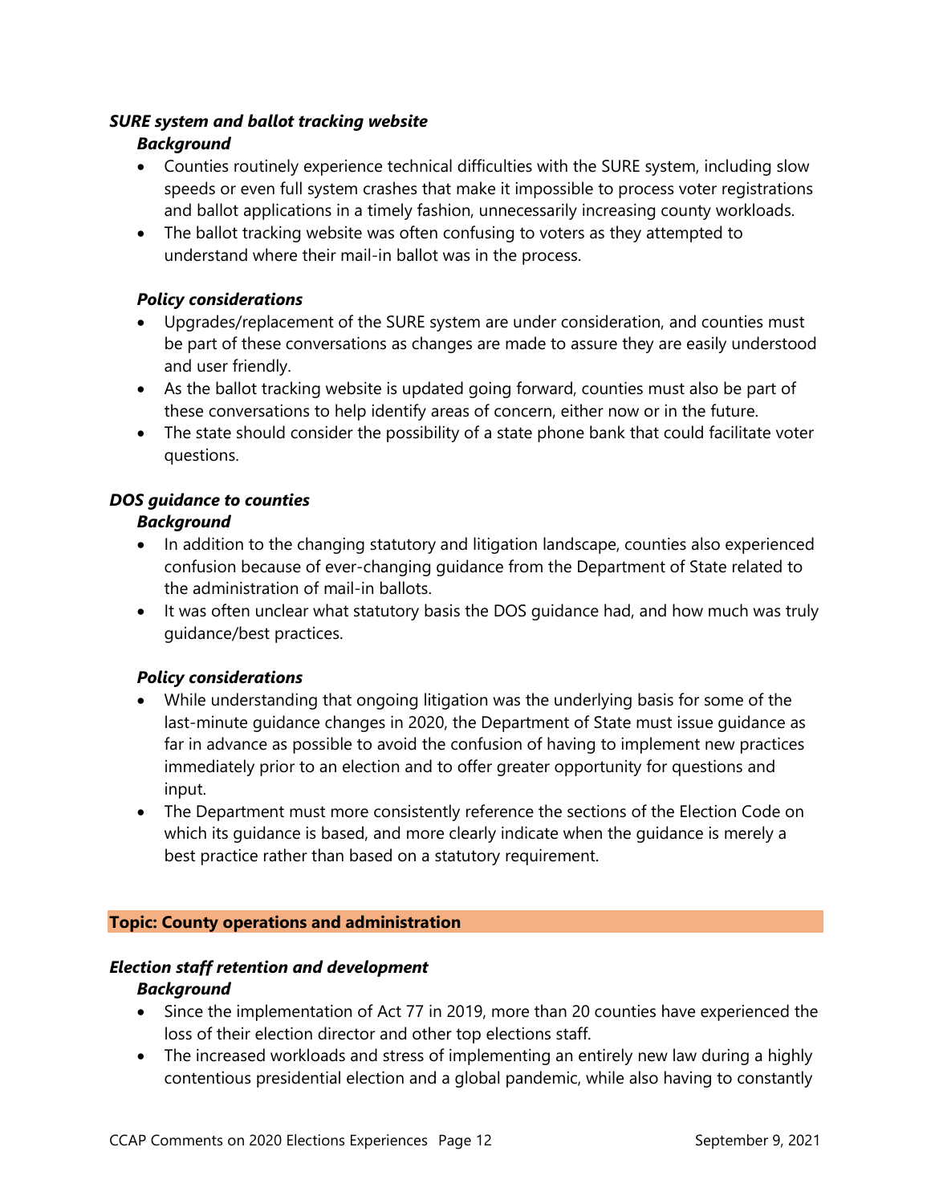### *SURE system and ballot tracking website*

#### *Background*

- Counties routinely experience technical difficulties with the SURE system, including slow speeds or even full system crashes that make it impossible to process voter registrations and ballot applications in a timely fashion, unnecessarily increasing county workloads.
- The ballot tracking website was often confusing to voters as they attempted to understand where their mail-in ballot was in the process.

#### *Policy considerations*

- Upgrades/replacement of the SURE system are under consideration, and counties must be part of these conversations as changes are made to assure they are easily understood and user friendly.
- As the ballot tracking website is updated going forward, counties must also be part of these conversations to help identify areas of concern, either now or in the future.
- The state should consider the possibility of a state phone bank that could facilitate voter questions.

### *DOS guidance to counties*

#### *Background*

- In addition to the changing statutory and litigation landscape, counties also experienced confusion because of ever-changing guidance from the Department of State related to the administration of mail-in ballots.
- It was often unclear what statutory basis the DOS guidance had, and how much was truly guidance/best practices.

#### *Policy considerations*

- While understanding that ongoing litigation was the underlying basis for some of the last-minute guidance changes in 2020, the Department of State must issue guidance as far in advance as possible to avoid the confusion of having to implement new practices immediately prior to an election and to offer greater opportunity for questions and input.
- The Department must more consistently reference the sections of the Election Code on which its guidance is based, and more clearly indicate when the guidance is merely a best practice rather than based on a statutory requirement.

## **Topic: County operations and administration**

### *Election staff retention and development*

#### *Background*

- Since the implementation of Act 77 in 2019, more than 20 counties have experienced the loss of their election director and other top elections staff.
- The increased workloads and stress of implementing an entirely new law during a highly contentious presidential election and a global pandemic, while also having to constantly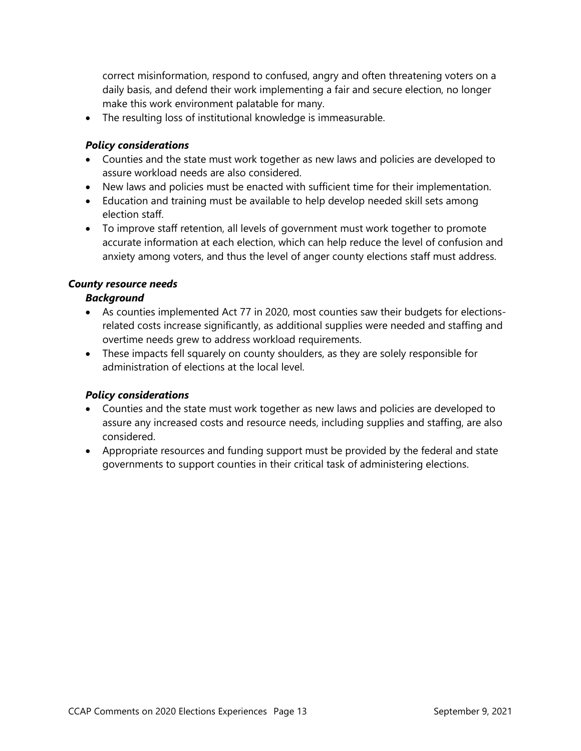correct misinformation, respond to confused, angry and often threatening voters on a daily basis, and defend their work implementing a fair and secure election, no longer make this work environment palatable for many.

- The resulting loss of institutional knowledge is immeasurable.

***Policy considerations***

- Counties and the state must work together as new laws and policies are developed to assure workload needs are also considered.
- New laws and policies must be enacted with sufficient time for their implementation.
- Education and training must be available to help develop needed skill sets among election staff.
- To improve staff retention, all levels of government must work together to promote accurate information at each election, which can help reduce the level of confusion and anxiety among voters, and thus the level of anger county elections staff must address.

***County resource needs***

***Background***

- As counties implemented Act 77 in 2020, most counties saw their budgets for elections-related costs increase significantly, as additional supplies were needed and staffing and overtime needs grew to address workload requirements.
- These impacts fell squarely on county shoulders, as they are solely responsible for administration of elections at the local level.

***Policy considerations***

- Counties and the state must work together as new laws and policies are developed to assure any increased costs and resource needs, including supplies and staffing, are also considered.
- Appropriate resources and funding support must be provided by the federal and state governments to support counties in their critical task of administering elections.